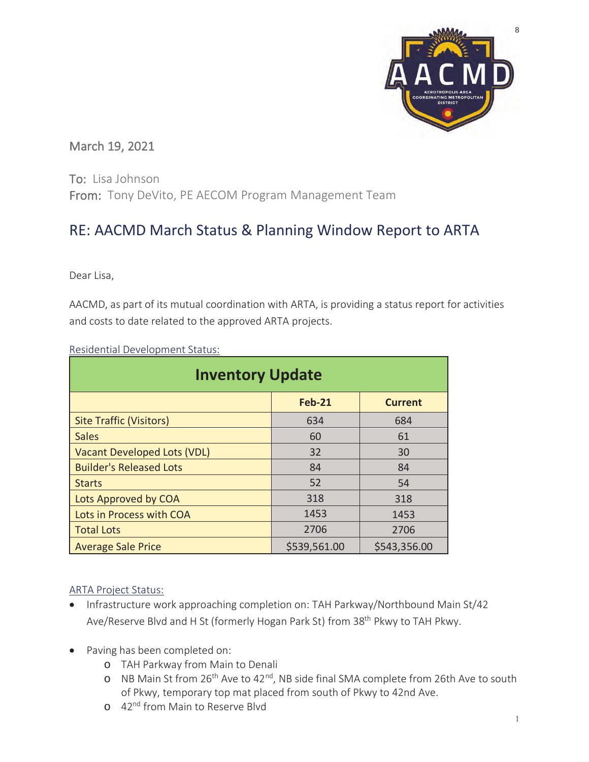March 19, 2021

To: Lisa Johnson
From: Tony DeVito, PE AECOM Program Management Team

## RE: AACMD March Status & Planning Window Report to ARTA

Dear Lisa,

AACMD, as part of its mutual coordination with ARTA, is providing a status report for activities and costs to date related to the approved ARTA projects.

Residential Development Status:

| Inventory Update | | |
|---|---|---|
| | Feb-21 | Current |
| Site Traffic (Visitors) | 634 | 684 |
| Sales | 60 | 61 |
| Vacant Developed Lots (VDL) | 32 | 30 |
| Builder's Released Lots | 84 | 84 |
| Starts | 52 | 54 |
| Lots Approved by COA | 318 | 318 |
| Lots in Process with COA | 1453 | 1453 |
| Total Lots | 2706 | 2706 |
| Average Sale Price | $539,561.00 | $543,356.00 |

ARTA Project Status:

- Infrastructure work approaching completion on: TAH Parkway/Northbound Main St/42 Ave/Reserve Blvd and H St (formerly Hogan Park St) from 38th Pkwy to TAH Pkwy.

- Paving has been completed on:
  - TAH Parkway from Main to Denali
  - NB Main St from 26th Ave to 42nd, NB side final SMA complete from 26th Ave to south of Pkwy, temporary top mat placed from south of Pkwy to 42nd Ave.
  - 42nd from Main to Reserve Blvd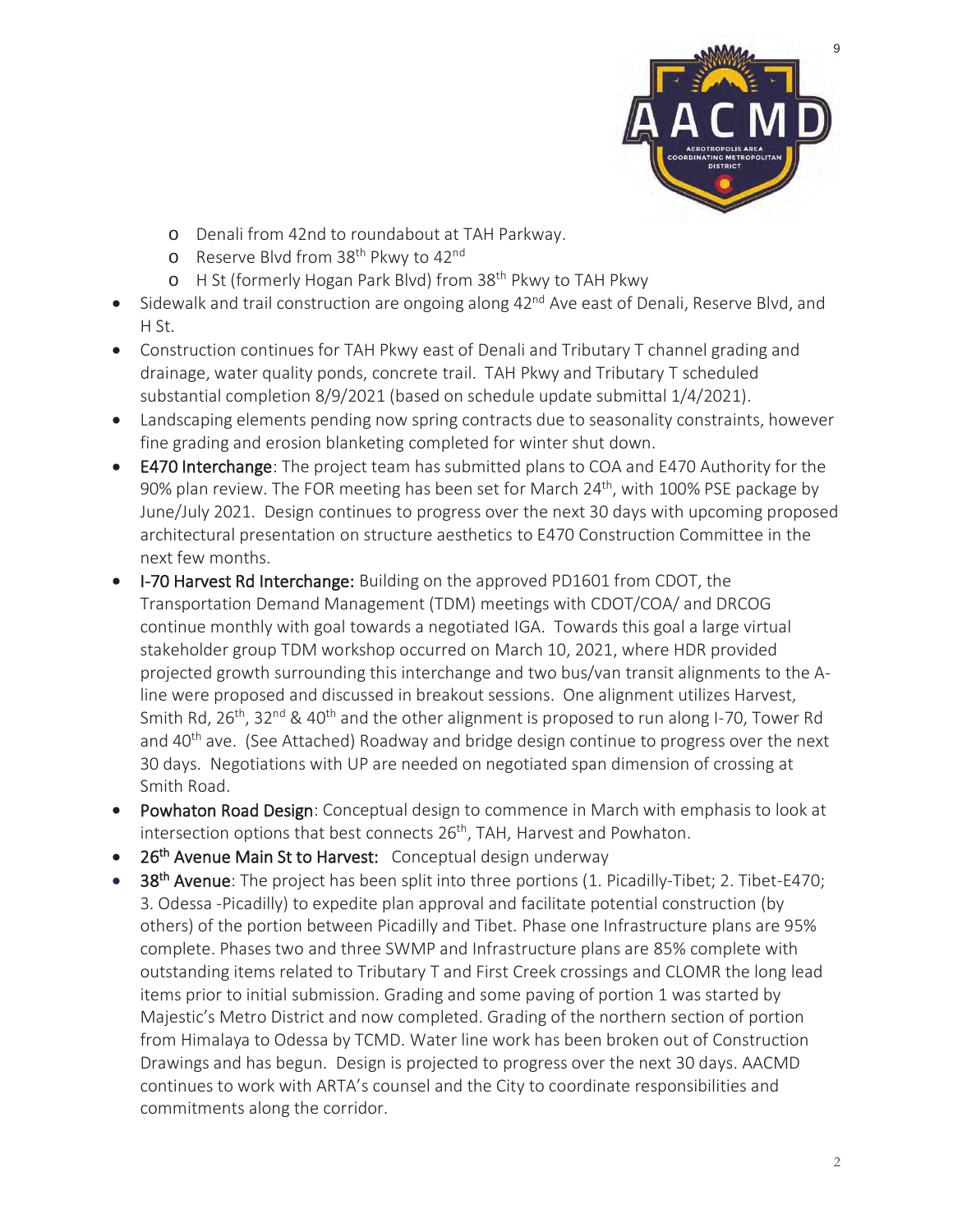- Denali from 42nd to roundabout at TAH Parkway.
- Reserve Blvd from 38th Pkwy to 42nd
- H St (formerly Hogan Park Blvd) from 38th Pkwy to TAH Pkwy

- Sidewalk and trail construction are ongoing along 42nd Ave east of Denali, Reserve Blvd, and H St.
- Construction continues for TAH Pkwy east of Denali and Tributary T channel grading and drainage, water quality ponds, concrete trail. TAH Pkwy and Tributary T scheduled substantial completion 8/9/2021 (based on schedule update submittal 1/4/2021).
- Landscaping elements pending now spring contracts due to seasonality constraints, however fine grading and erosion blanketing completed for winter shut down.
- **E470 Interchange**: The project team has submitted plans to COA and E470 Authority for the 90% plan review. The FOR meeting has been set for March 24th, with 100% PSE package by June/July 2021. Design continues to progress over the next 30 days with upcoming proposed architectural presentation on structure aesthetics to E470 Construction Committee in the next few months.
- **I-70 Harvest Rd Interchange:** Building on the approved PD1601 from CDOT, the Transportation Demand Management (TDM) meetings with CDOT/COA/ and DRCOG continue monthly with goal towards a negotiated IGA. Towards this goal a large virtual stakeholder group TDM workshop occurred on March 10, 2021, where HDR provided projected growth surrounding this interchange and two bus/van transit alignments to the A-line were proposed and discussed in breakout sessions. One alignment utilizes Harvest, Smith Rd, 26th, 32nd & 40th and the other alignment is proposed to run along I-70, Tower Rd and 40th ave. (See Attached) Roadway and bridge design continue to progress over the next 30 days. Negotiations with UP are needed on negotiated span dimension of crossing at Smith Road.
- **Powhaton Road Design**: Conceptual design to commence in March with emphasis to look at intersection options that best connects 26th, TAH, Harvest and Powhaton.
- **26th Avenue Main St to Harvest:** Conceptual design underway
- **38th Avenue**: The project has been split into three portions (1. Picadilly-Tibet; 2. Tibet-E470; 3. Odessa -Picadilly) to expedite plan approval and facilitate potential construction (by others) of the portion between Picadilly and Tibet. Phase one Infrastructure plans are 95% complete. Phases two and three SWMP and Infrastructure plans are 85% complete with outstanding items related to Tributary T and First Creek crossings and CLOMR the long lead items prior to initial submission. Grading and some paving of portion 1 was started by Majestic's Metro District and now completed. Grading of the northern section of portion from Himalaya to Odessa by TCMD. Water line work has been broken out of Construction Drawings and has begun. Design is projected to progress over the next 30 days. AACMD continues to work with ARTA's counsel and the City to coordinate responsibilities and commitments along the corridor.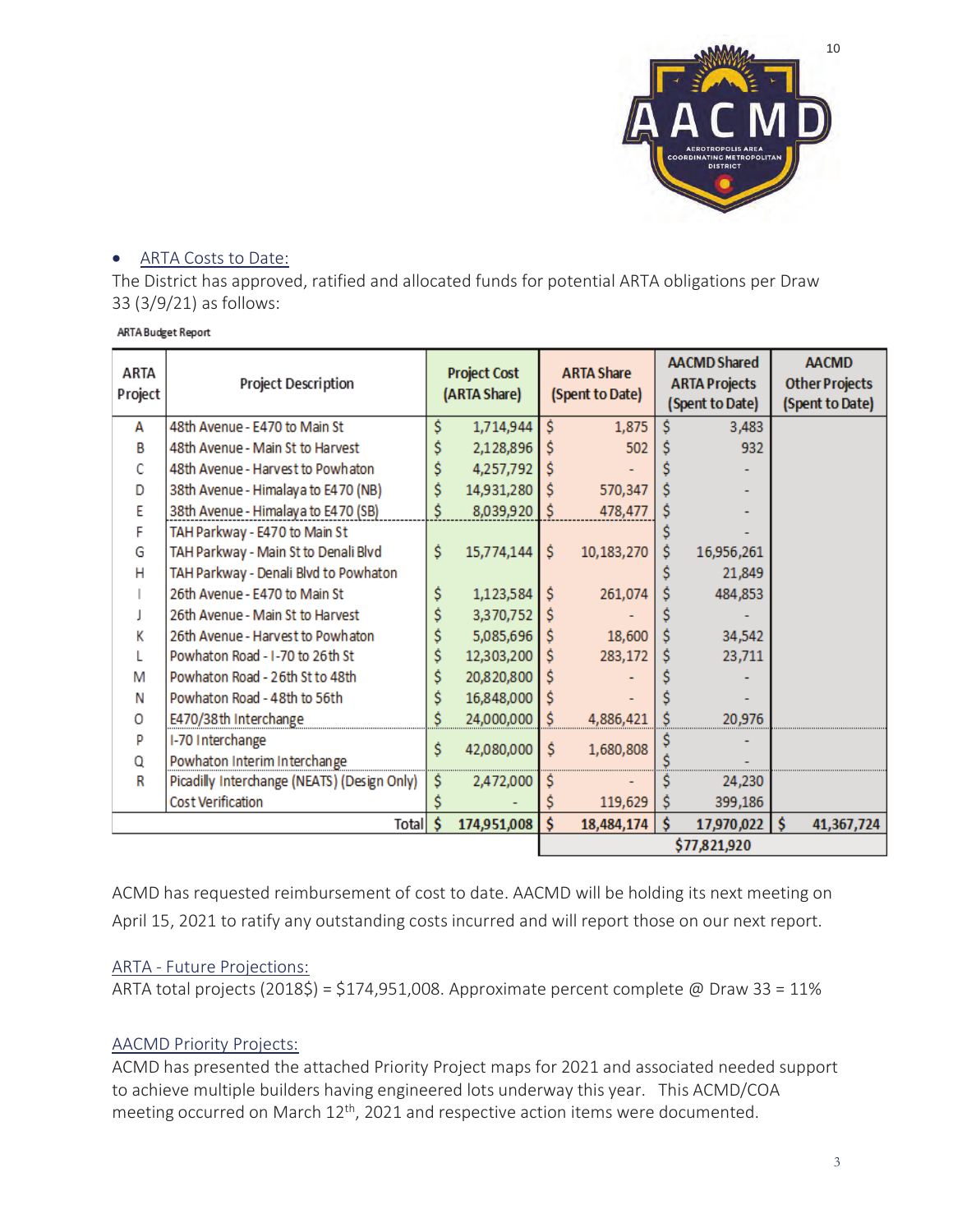- ARTA Costs to Date:

The District has approved, ratified and allocated funds for potential ARTA obligations per Draw 33 (3/9/21) as follows:

**ARTA Budget Report**

| ARTA Project | Project Description | Project Cost (ARTA Share) | ARTA Share (Spent to Date) | AACMD Shared ARTA Projects (Spent to Date) | AACMD Other Projects (Spent to Date) |
|---|---|---|---|---|---|
| A | 48th Avenue - E470 to Main St | $ 1,714,944 | $ 1,875 | $ 3,483 | |
| B | 48th Avenue - Main St to Harvest | $ 2,128,896 | $ 502 | $ 932 | |
| C | 48th Avenue - Harvest to Powhaton | $ 4,257,792 | $ - | $ - | |
| D | 38th Avenue - Himalaya to E470 (NB) | $ 14,931,280 | $ 570,347 | $ - | |
| E | 38th Avenue - Himalaya to E470 (SB) | $ 8,039,920 | $ 478,477 | $ - | |
| F | TAH Parkway - E470 to Main St | | | $ - | |
| G | TAH Parkway - Main St to Denali Blvd | $ 15,774,144 | $ 10,183,270 | $ 16,956,261 | |
| H | TAH Parkway - Denali Blvd to Powhaton | | | $ 21,849 | |
| I | 26th Avenue - E470 to Main St | $ 1,123,584 | $ 261,074 | $ 484,853 | |
| J | 26th Avenue - Main St to Harvest | $ 3,370,752 | $ - | $ - | |
| K | 26th Avenue - Harvest to Powhaton | $ 5,085,696 | $ 18,600 | $ 34,542 | |
| L | Powhaton Road - I-70 to 26th St | $ 12,303,200 | $ 283,172 | $ 23,711 | |
| M | Powhaton Road - 26th St to 48th | $ 20,820,800 | $ - | $ - | |
| N | Powhaton Road - 48th to 56th | $ 16,848,000 | $ - | $ - | |
| O | E470/38th Interchange | $ 24,000,000 | $ 4,886,421 | $ 20,976 | |
| P | I-70 Interchange | $ 42,080,000 | $ 1,680,808 | $ - | |
| Q | Powhaton Interim Interchange | | | $ - | |
| R | Picadilly Interchange (NEATS) (Design Only) | $ 2,472,000 | $ - | $ 24,230 | |
| | Cost Verification | $ - | $ 119,629 | $ 399,186 | |
| | **Total** | **$ 174,951,008** | **$ 18,484,174** | **$ 17,970,022** | **$ 41,367,724** |
| | | | **$77,821,920** | | |

ACMD has requested reimbursement of cost to date. AACMD will be holding its next meeting on April 15, 2021 to ratify any outstanding costs incurred and will report those on our next report.

ARTA - Future Projections:

ARTA total projects (2018$) = $174,951,008. Approximate percent complete @ Draw 33 = 11%

AACMD Priority Projects:

ACMD has presented the attached Priority Project maps for 2021 and associated needed support to achieve multiple builders having engineered lots underway this year. This ACMD/COA meeting occurred on March 12th, 2021 and respective action items were documented.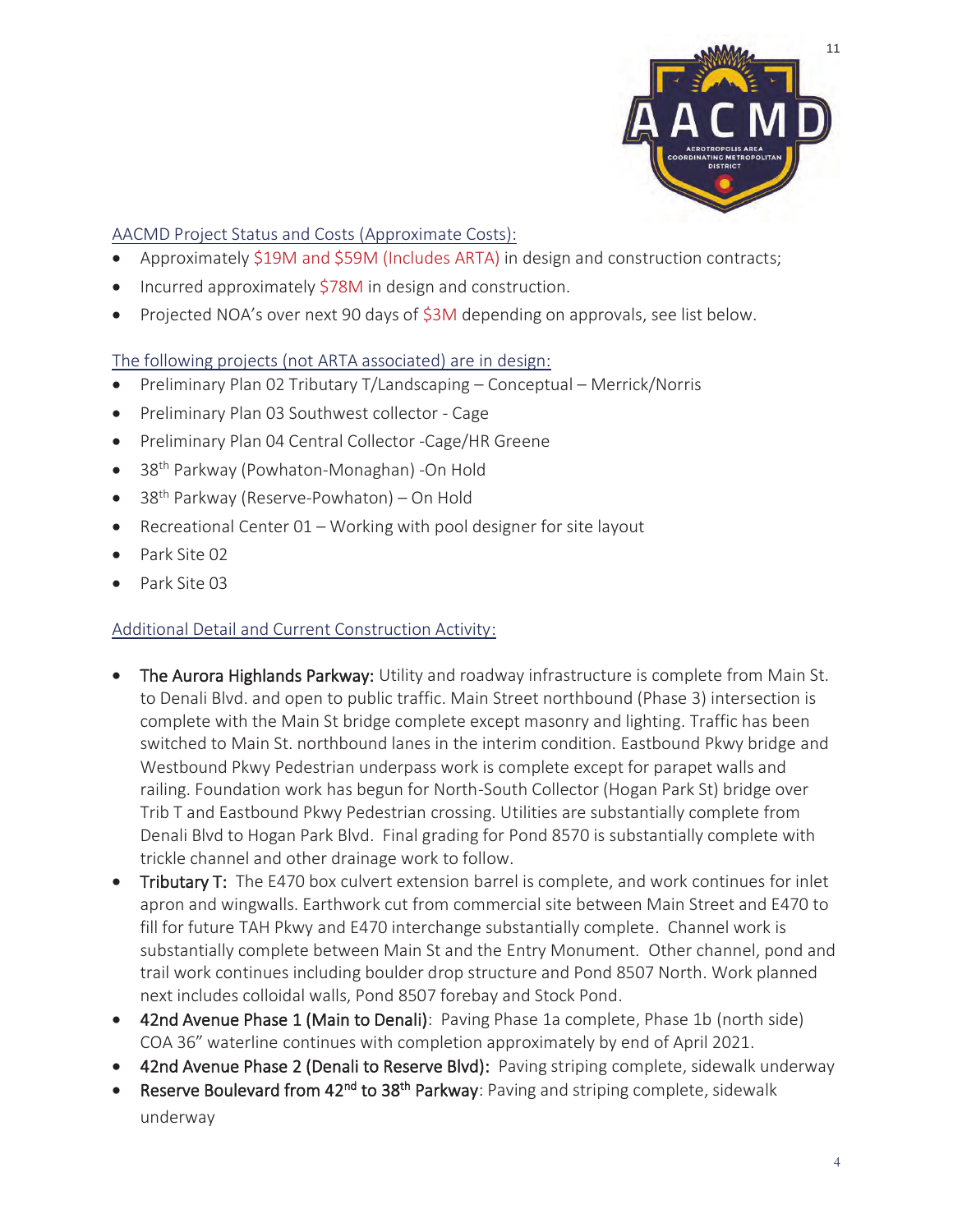AACMD Project Status and Costs (Approximate Costs):

- Approximately $19M and $59M (Includes ARTA) in design and construction contracts;
- Incurred approximately $78M in design and construction.
- Projected NOA's over next 90 days of $3M depending on approvals, see list below.

The following projects (not ARTA associated) are in design:

- Preliminary Plan 02 Tributary T/Landscaping – Conceptual – Merrick/Norris
- Preliminary Plan 03 Southwest collector - Cage
- Preliminary Plan 04 Central Collector -Cage/HR Greene
- 38th Parkway (Powhaton-Monaghan) -On Hold
- 38th Parkway (Reserve-Powhaton) – On Hold
- Recreational Center 01 – Working with pool designer for site layout
- Park Site 02
- Park Site 03

Additional Detail and Current Construction Activity:

- **The Aurora Highlands Parkway:** Utility and roadway infrastructure is complete from Main St. to Denali Blvd. and open to public traffic. Main Street northbound (Phase 3) intersection is complete with the Main St bridge complete except masonry and lighting. Traffic has been switched to Main St. northbound lanes in the interim condition. Eastbound Pkwy bridge and Westbound Pkwy Pedestrian underpass work is complete except for parapet walls and railing. Foundation work has begun for North-South Collector (Hogan Park St) bridge over Trib T and Eastbound Pkwy Pedestrian crossing. Utilities are substantially complete from Denali Blvd to Hogan Park Blvd. Final grading for Pond 8570 is substantially complete with trickle channel and other drainage work to follow.
- **Tributary T:** The E470 box culvert extension barrel is complete, and work continues for inlet apron and wingwalls. Earthwork cut from commercial site between Main Street and E470 to fill for future TAH Pkwy and E470 interchange substantially complete. Channel work is substantially complete between Main St and the Entry Monument. Other channel, pond and trail work continues including boulder drop structure and Pond 8507 North. Work planned next includes colloidal walls, Pond 8507 forebay and Stock Pond.
- **42nd Avenue Phase 1 (Main to Denali)**: Paving Phase 1a complete, Phase 1b (north side) COA 36" waterline continues with completion approximately by end of April 2021.
- **42nd Avenue Phase 2 (Denali to Reserve Blvd):** Paving striping complete, sidewalk underway
- **Reserve Boulevard from 42nd to 38th Parkway**: Paving and striping complete, sidewalk underway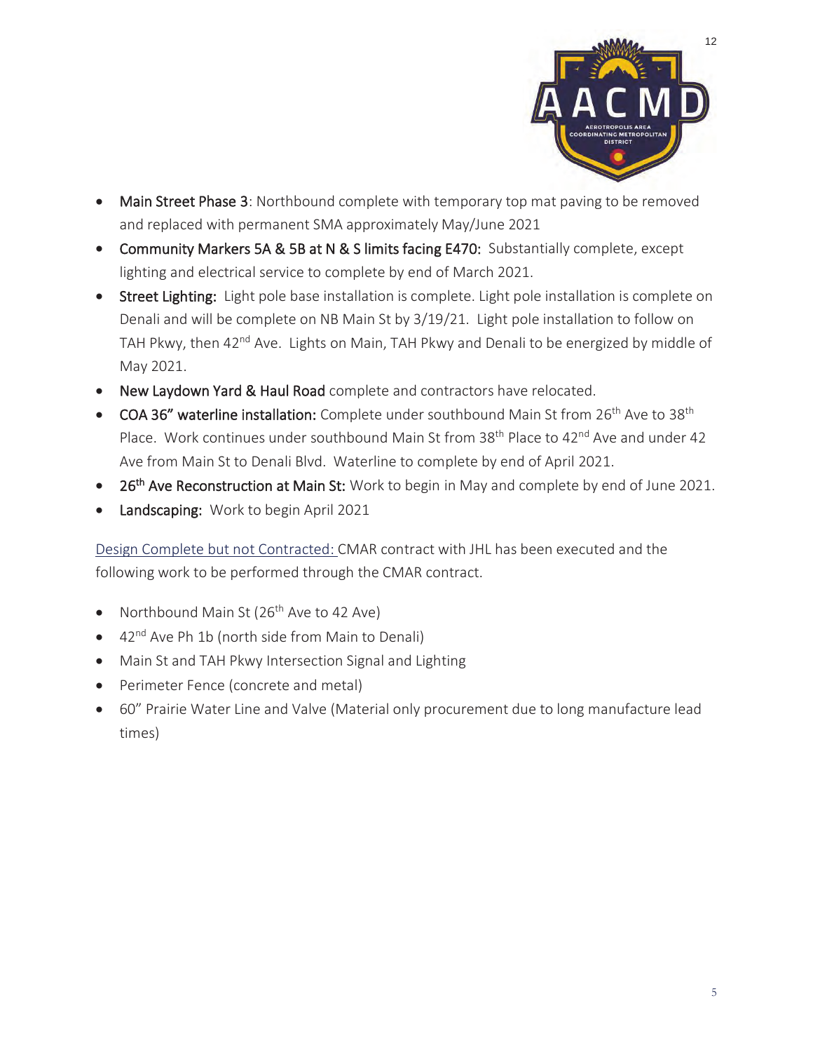- **Main Street Phase 3**: Northbound complete with temporary top mat paving to be removed and replaced with permanent SMA approximately May/June 2021
- **Community Markers 5A & 5B at N & S limits facing E470:** Substantially complete, except lighting and electrical service to complete by end of March 2021.
- **Street Lighting:** Light pole base installation is complete. Light pole installation is complete on Denali and will be complete on NB Main St by 3/19/21. Light pole installation to follow on TAH Pkwy, then 42nd Ave. Lights on Main, TAH Pkwy and Denali to be energized by middle of May 2021.
- **New Laydown Yard & Haul Road** complete and contractors have relocated.
- **COA 36" waterline installation:** Complete under southbound Main St from 26th Ave to 38th Place. Work continues under southbound Main St from 38th Place to 42nd Ave and under 42 Ave from Main St to Denali Blvd. Waterline to complete by end of April 2021.
- **26th Ave Reconstruction at Main St:** Work to begin in May and complete by end of June 2021.
- **Landscaping:** Work to begin April 2021

Design Complete but not Contracted: CMAR contract with JHL has been executed and the following work to be performed through the CMAR contract.

- Northbound Main St (26th Ave to 42 Ave)
- 42nd Ave Ph 1b (north side from Main to Denali)
- Main St and TAH Pkwy Intersection Signal and Lighting
- Perimeter Fence (concrete and metal)
- 60" Prairie Water Line and Valve (Material only procurement due to long manufacture lead times)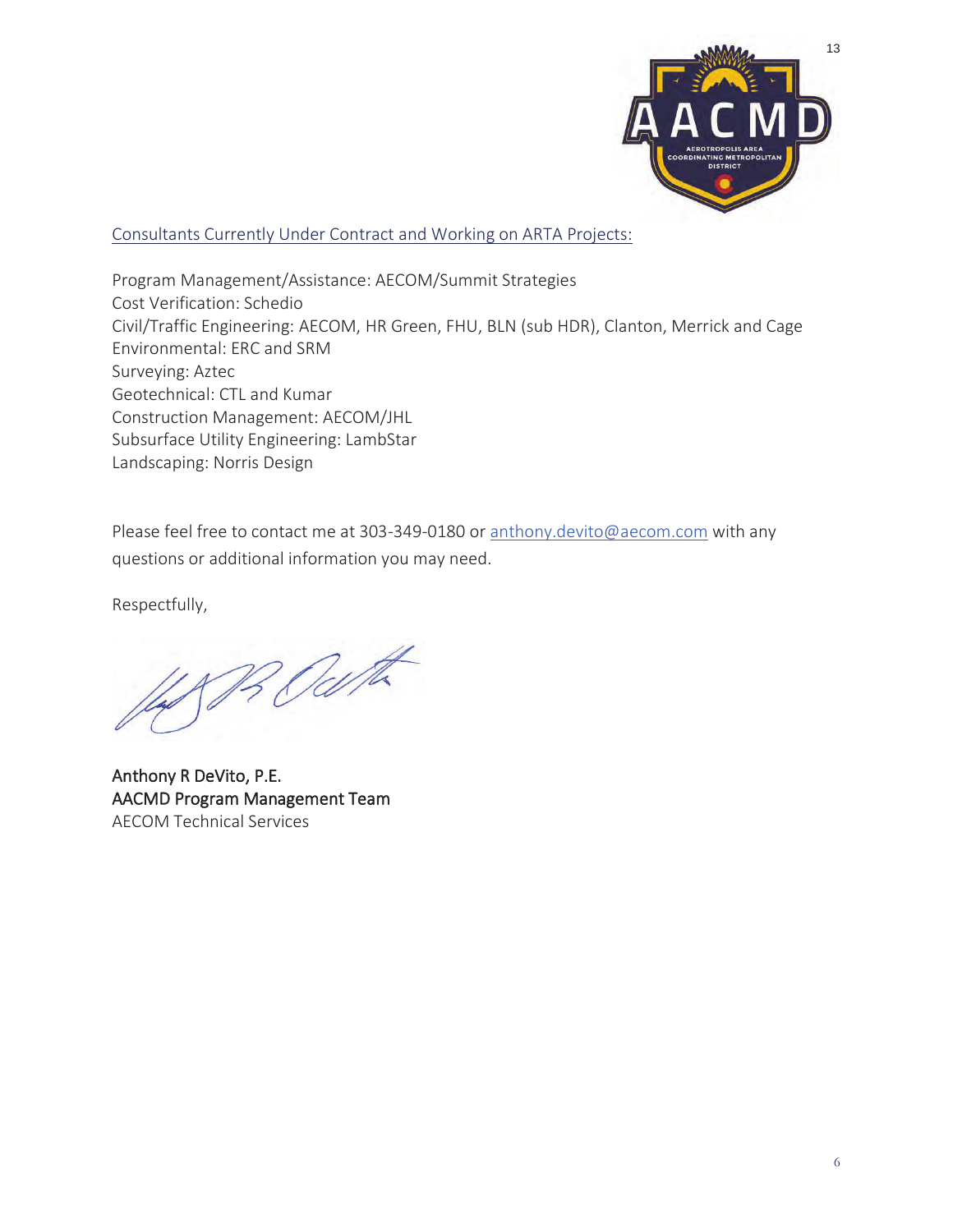Consultants Currently Under Contract and Working on ARTA Projects:

Program Management/Assistance: AECOM/Summit Strategies
Cost Verification: Schedio
Civil/Traffic Engineering: AECOM, HR Green, FHU, BLN (sub HDR), Clanton, Merrick and Cage
Environmental: ERC and SRM
Surveying: Aztec
Geotechnical: CTL and Kumar
Construction Management: AECOM/JHL
Subsurface Utility Engineering: LambStar
Landscaping: Norris Design

Please feel free to contact me at 303-349-0180 or anthony.devito@aecom.com with any questions or additional information you may need.

Respectfully,

Anthony R DeVito, P.E.
AACMD Program Management Team
AECOM Technical Services